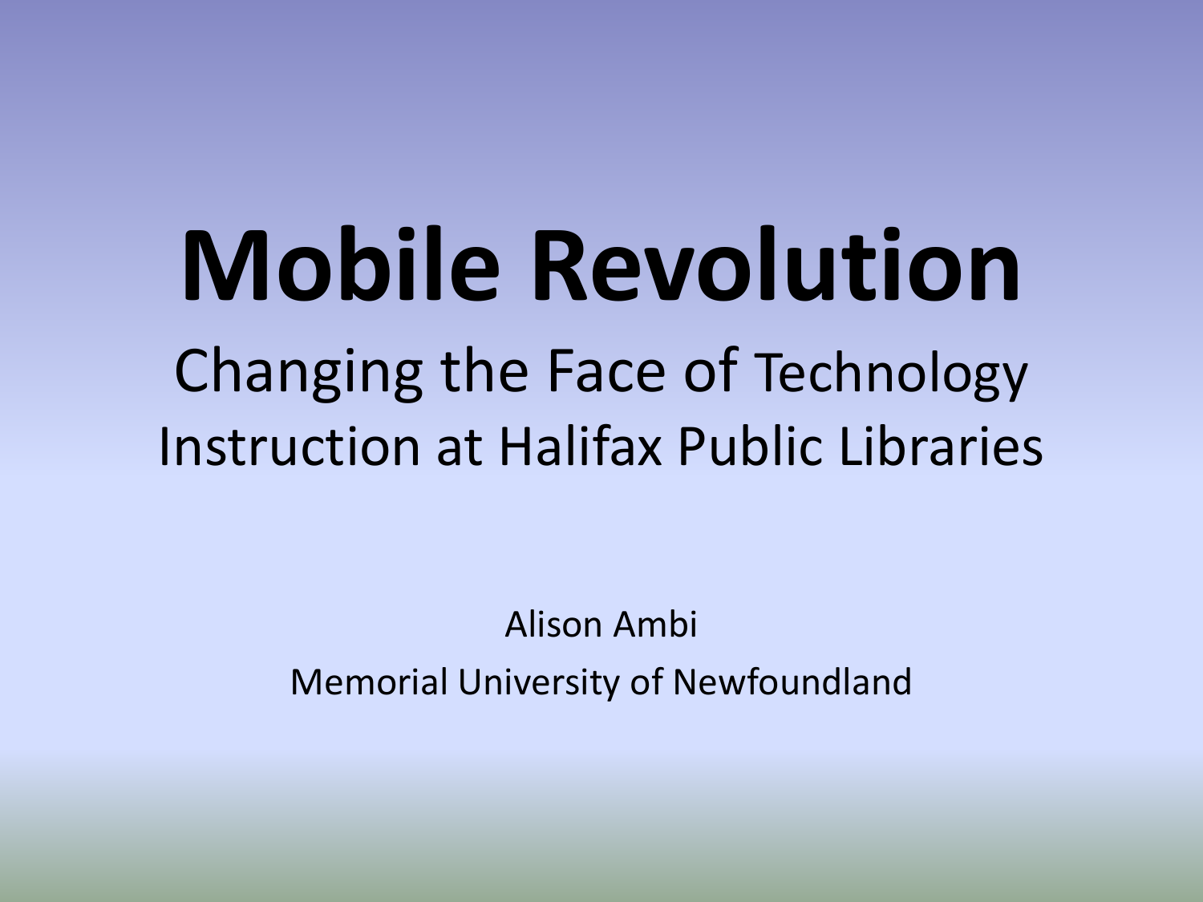# Mobile Revolution

## Changing the Face of Technology Instruction at Halifax Public Libraries

Alison Ambi

Memorial University of Newfoundland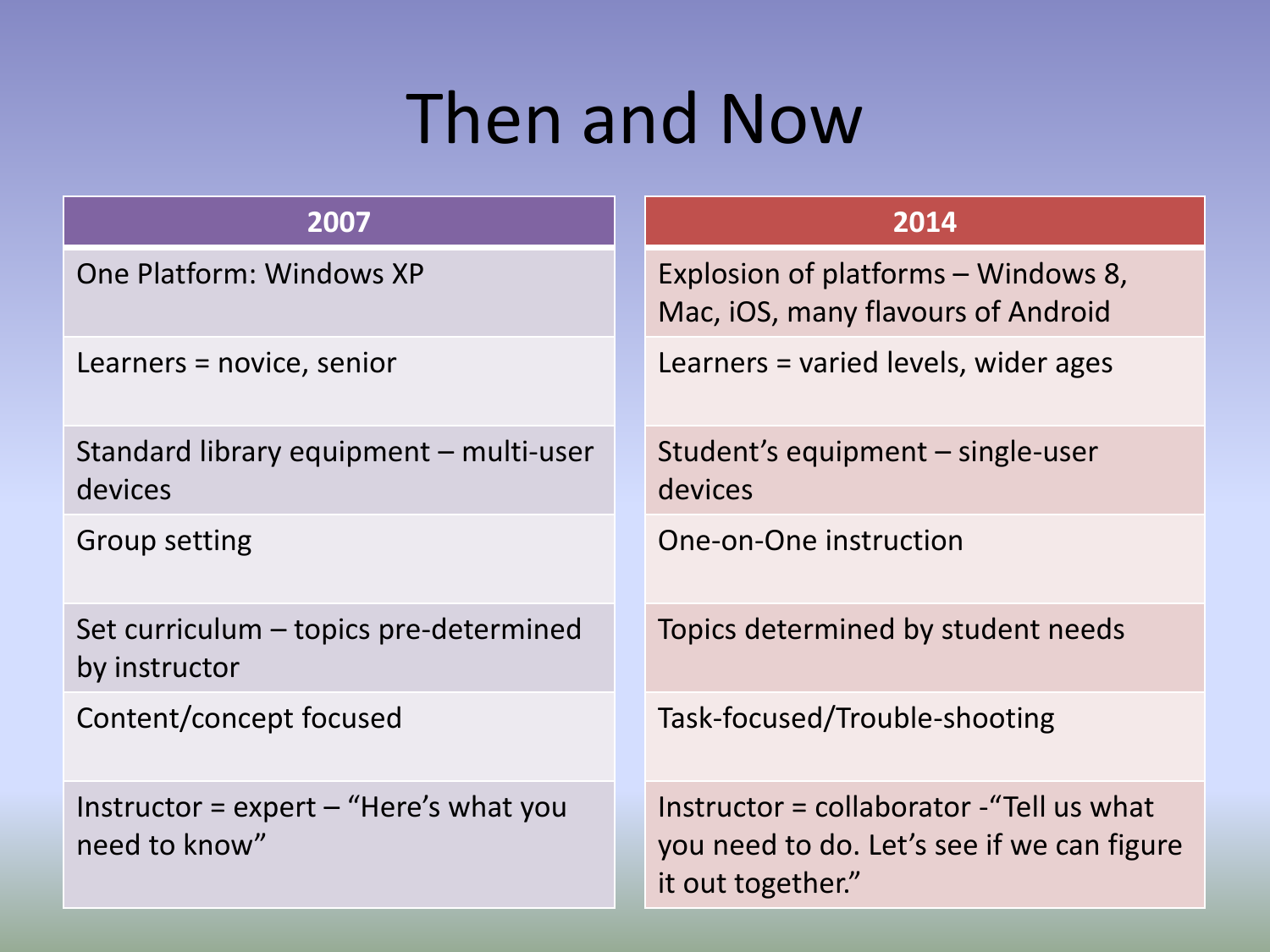# Then and Now

| 2007 | 2014 |
|---|---|
| One Platform: Windows XP | Explosion of platforms – Windows 8, Mac, iOS, many flavours of Android |
| Learners = novice, senior | Learners = varied levels, wider ages |
| Standard library equipment – multi-user devices | Student's equipment – single-user devices |
| Group setting | One-on-One instruction |
| Set curriculum – topics pre-determined by instructor | Topics determined by student needs |
| Content/concept focused | Task-focused/Trouble-shooting |
| Instructor = expert – "Here's what you need to know" | Instructor = collaborator -"Tell us what you need to do. Let's see if we can figure it out together." |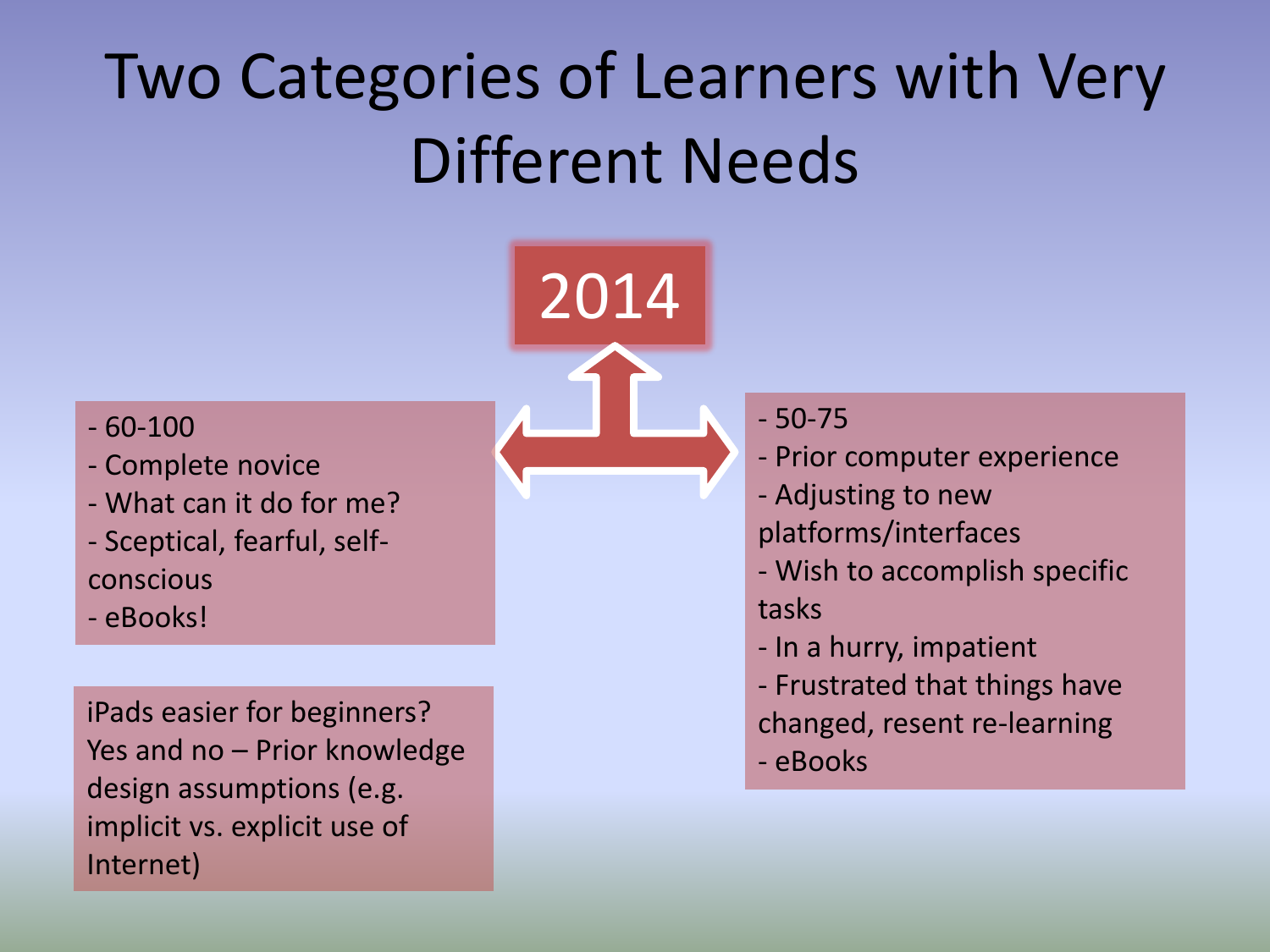# Two Categories of Learners with Very Different Needs

2014

- 60-100
- Complete novice
- What can it do for me?
- Sceptical, fearful, self-conscious
- eBooks!

iPads easier for beginners? Yes and no – Prior knowledge design assumptions (e.g. implicit vs. explicit use of Internet)

- 50-75
- Prior computer experience
- Adjusting to new platforms/interfaces
- Wish to accomplish specific tasks
- In a hurry, impatient
- Frustrated that things have changed, resent re-learning
- eBooks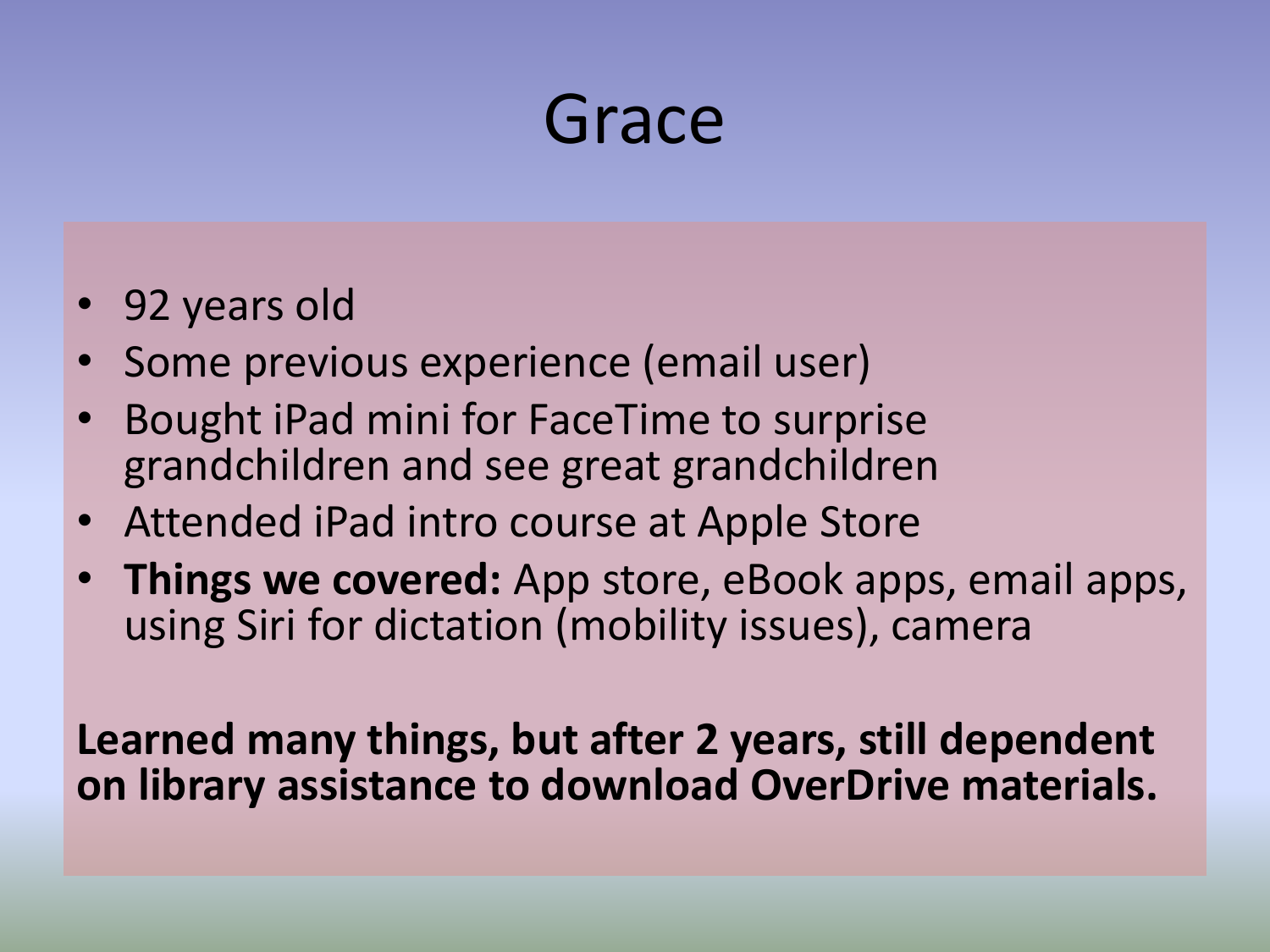# Grace

- 92 years old
- Some previous experience (email user)
- Bought iPad mini for FaceTime to surprise grandchildren and see great grandchildren
- Attended iPad intro course at Apple Store
- **Things we covered:** App store, eBook apps, email apps, using Siri for dictation (mobility issues), camera

**Learned many things, but after 2 years, still dependent on library assistance to download OverDrive materials.**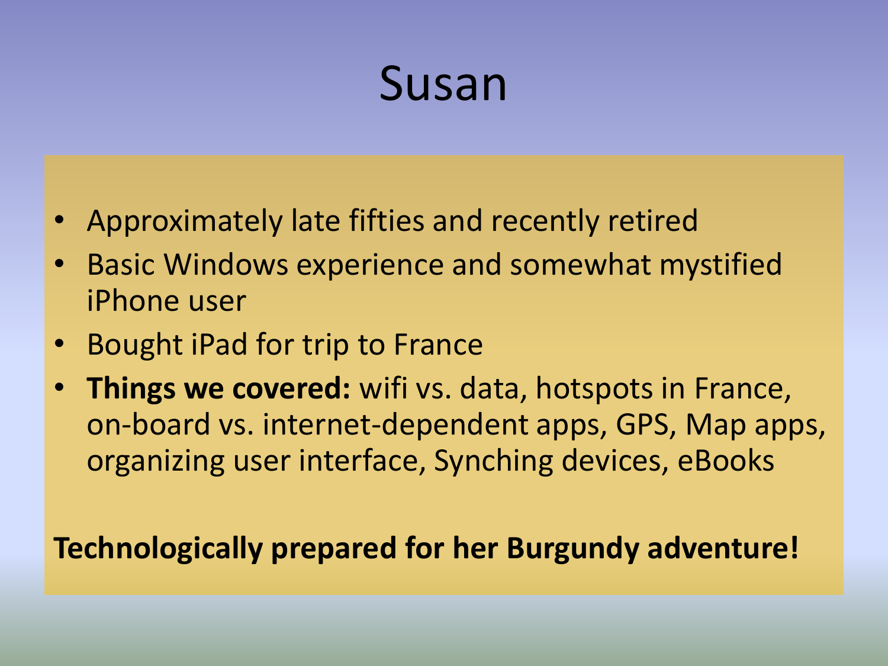# Susan

- Approximately late fifties and recently retired
- Basic Windows experience and somewhat mystified iPhone user
- Bought iPad for trip to France
- **Things we covered:** wifi vs. data, hotspots in France, on-board vs. internet-dependent apps, GPS, Map apps, organizing user interface, Synching devices, eBooks

**Technologically prepared for her Burgundy adventure!**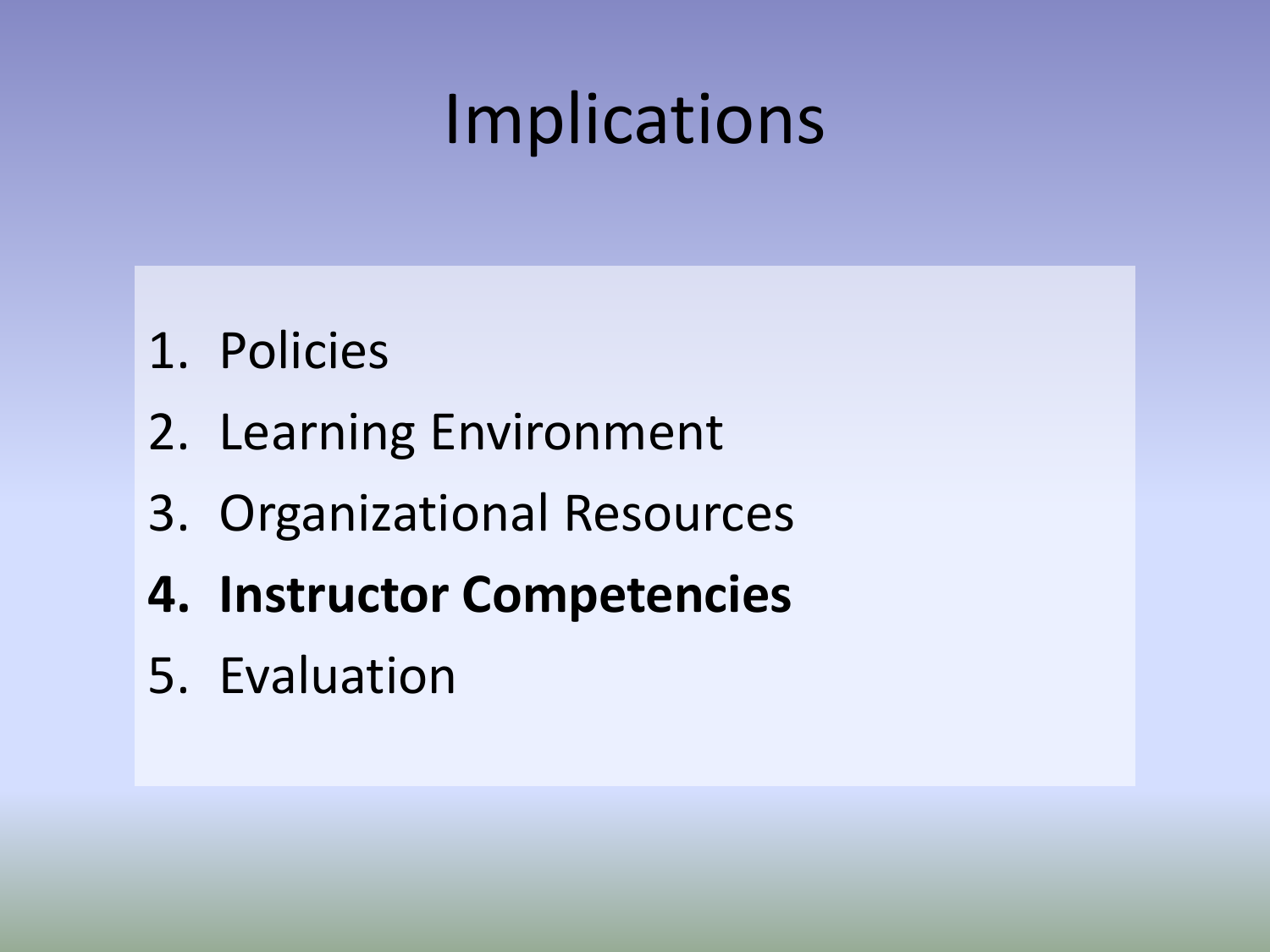# Implications

1. Policies
2. Learning Environment
3. Organizational Resources
4. **Instructor Competencies**
5. Evaluation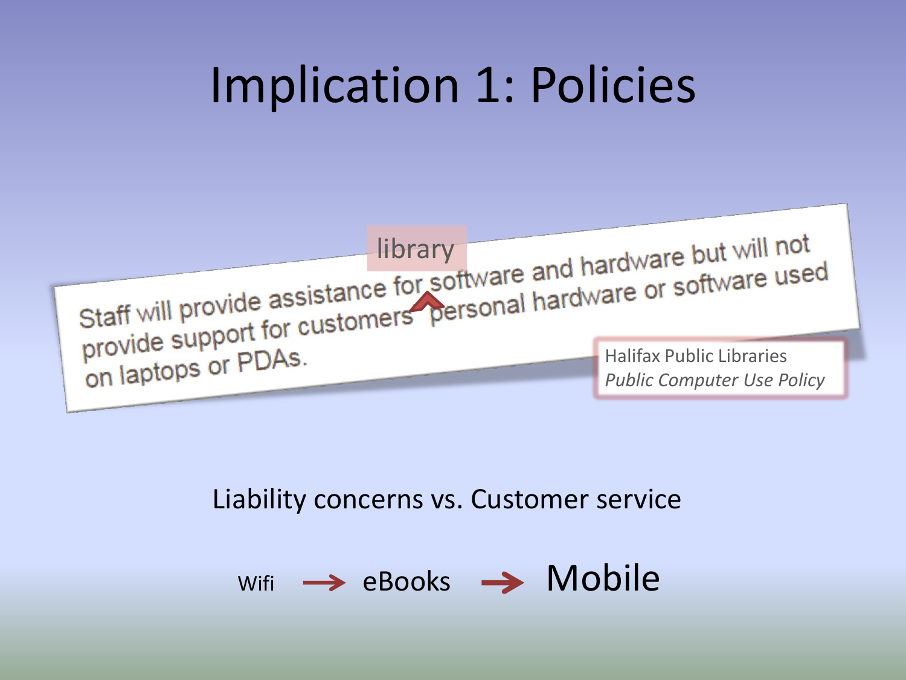# Implication 1: Policies

> Staff will provide assistance for [library] software and hardware but will not provide support for customers' personal hardware or software used on laptops or PDAs.

Halifax Public Libraries
*Public Computer Use Policy*

Liability concerns vs. Customer service

Wifi → eBooks → Mobile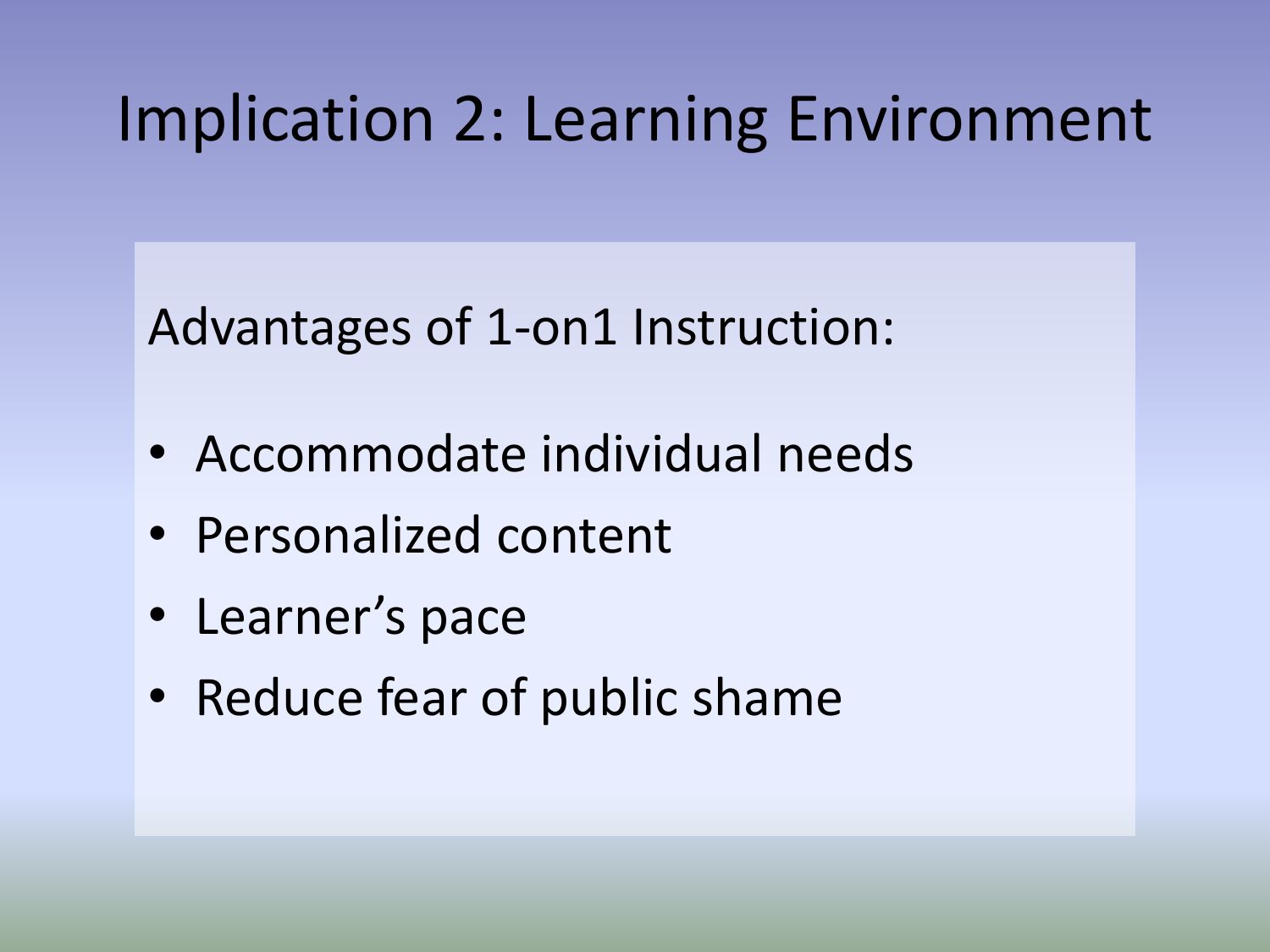# Implication 2: Learning Environment

Advantages of 1-on1 Instruction:

- Accommodate individual needs
- Personalized content
- Learner’s pace
- Reduce fear of public shame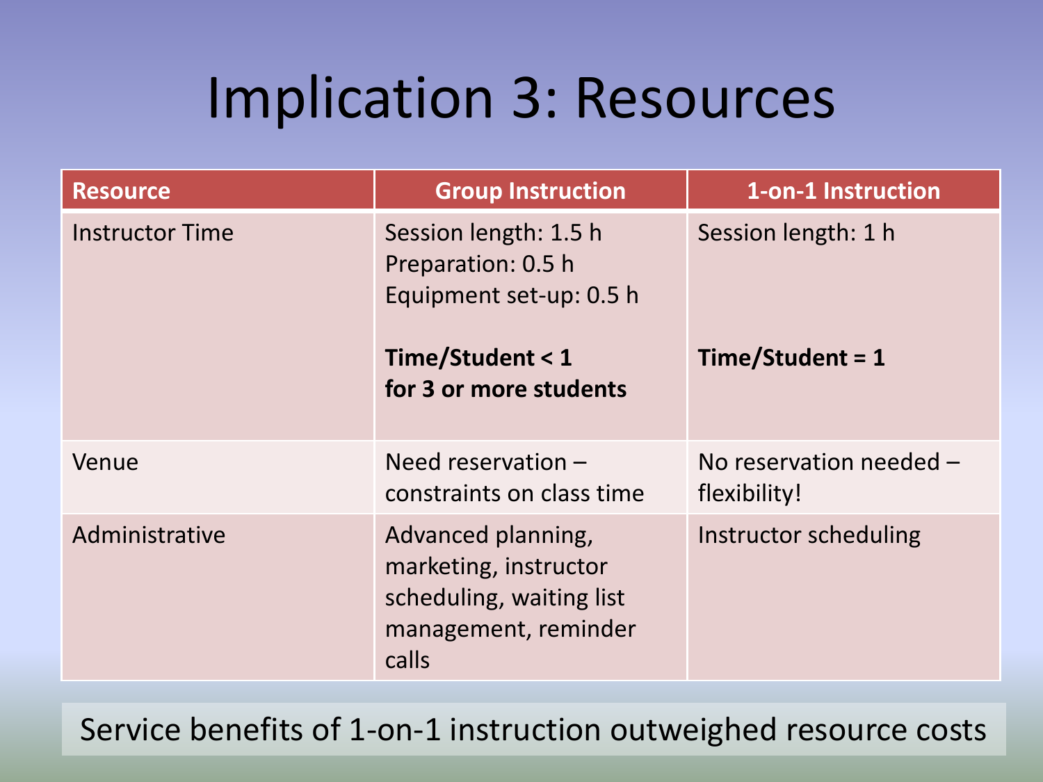# Implication 3: Resources

| Resource | Group Instruction | 1-on-1 Instruction |
| --- | --- | --- |
| Instructor Time | Session length: 1.5 h<br>Preparation: 0.5 h<br>Equipment set-up: 0.5 h<br><br>**Time/Student < 1 for 3 or more students** | Session length: 1 h<br><br>**Time/Student = 1** |
| Venue | Need reservation – constraints on class time | No reservation needed – flexibility! |
| Administrative | Advanced planning, marketing, instructor scheduling, waiting list management, reminder calls | Instructor scheduling |

Service benefits of 1-on-1 instruction outweighed resource costs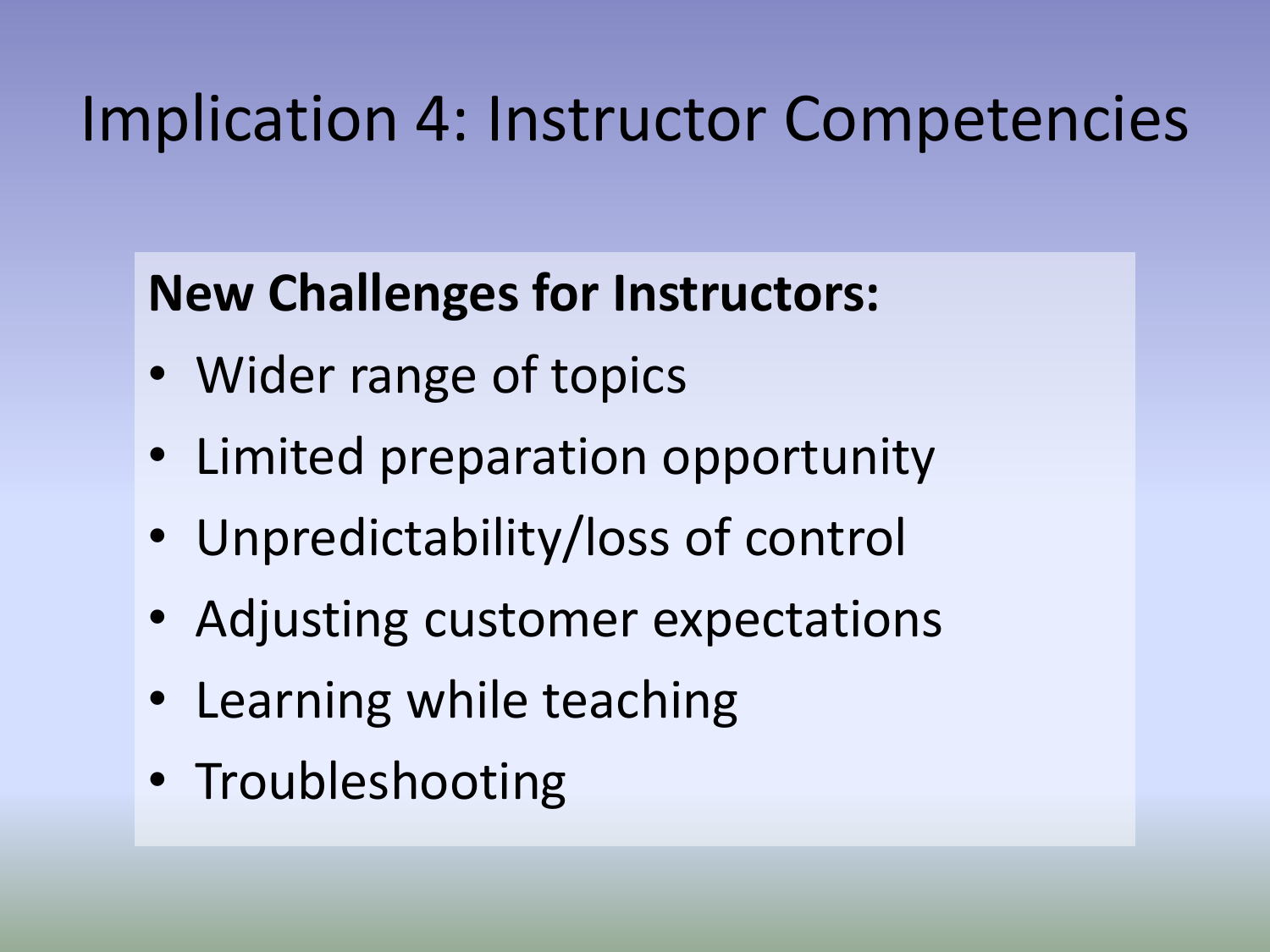# Implication 4: Instructor Competencies

**New Challenges for Instructors:**

- Wider range of topics
- Limited preparation opportunity
- Unpredictability/loss of control
- Adjusting customer expectations
- Learning while teaching
- Troubleshooting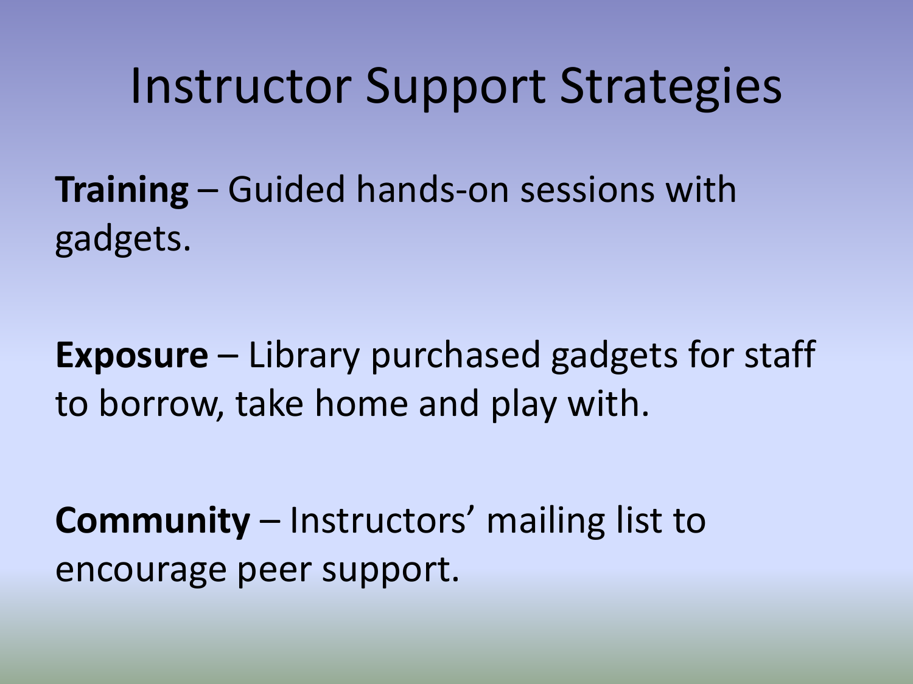# Instructor Support Strategies

**Training** – Guided hands-on sessions with gadgets.

**Exposure** – Library purchased gadgets for staff to borrow, take home and play with.

**Community** – Instructors' mailing list to encourage peer support.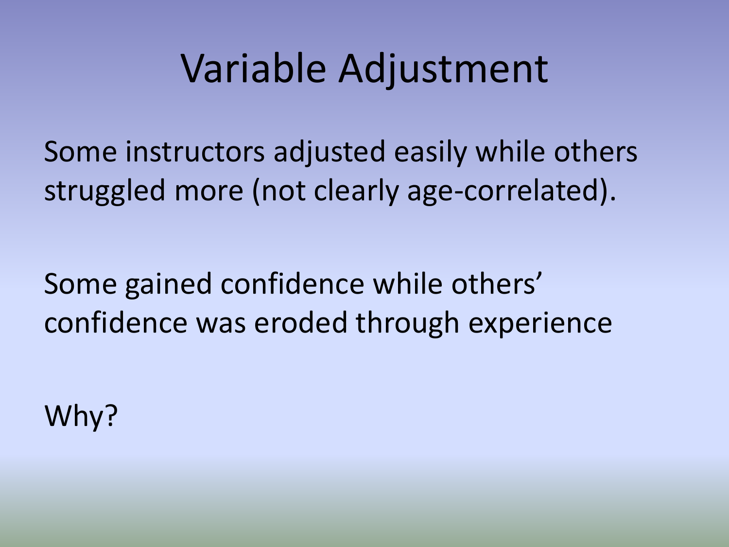# Variable Adjustment

Some instructors adjusted easily while others struggled more (not clearly age-correlated).

Some gained confidence while others' confidence was eroded through experience

Why?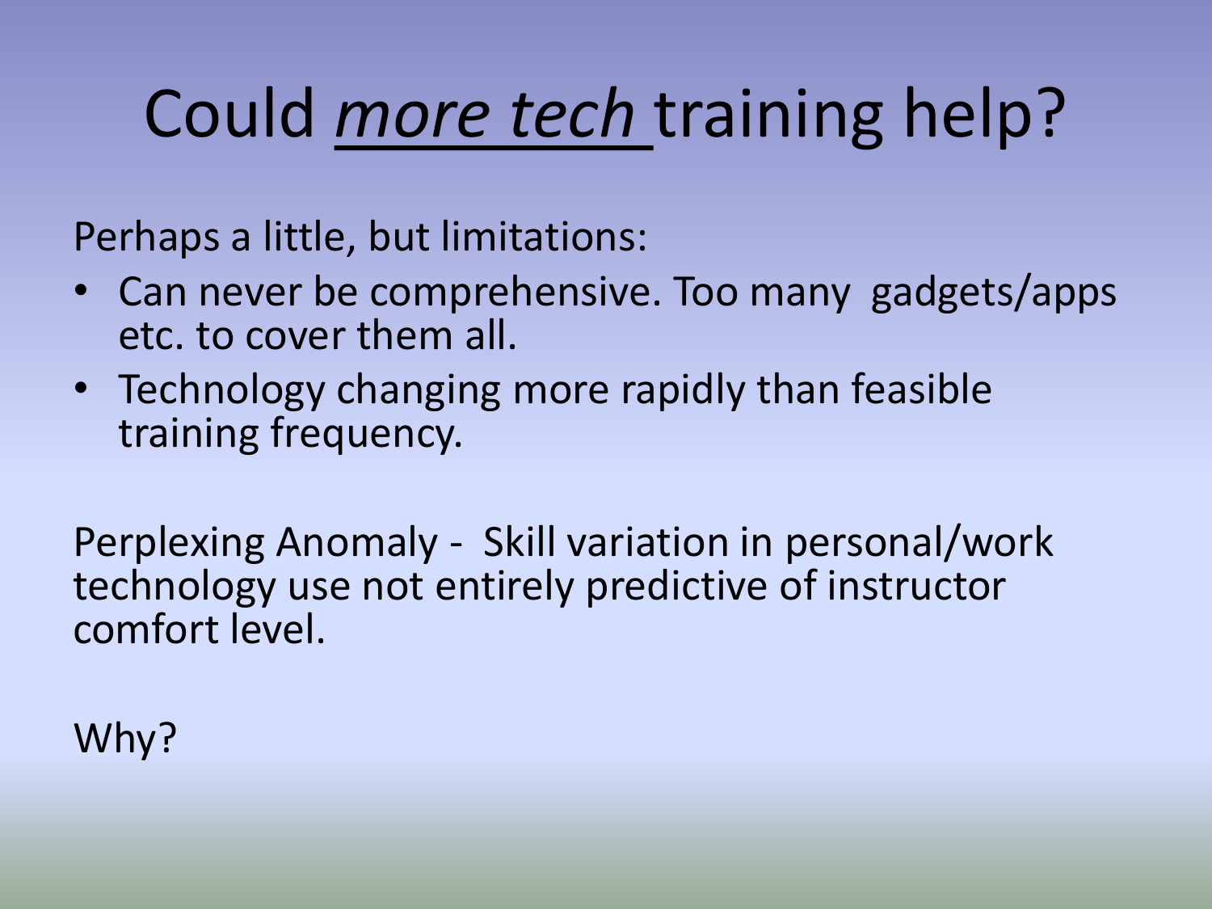# Could *more tech* training help?

Perhaps a little, but limitations:

- Can never be comprehensive. Too many gadgets/apps etc. to cover them all.
- Technology changing more rapidly than feasible training frequency.

Perplexing Anomaly - Skill variation in personal/work technology use not entirely predictive of instructor comfort level.

Why?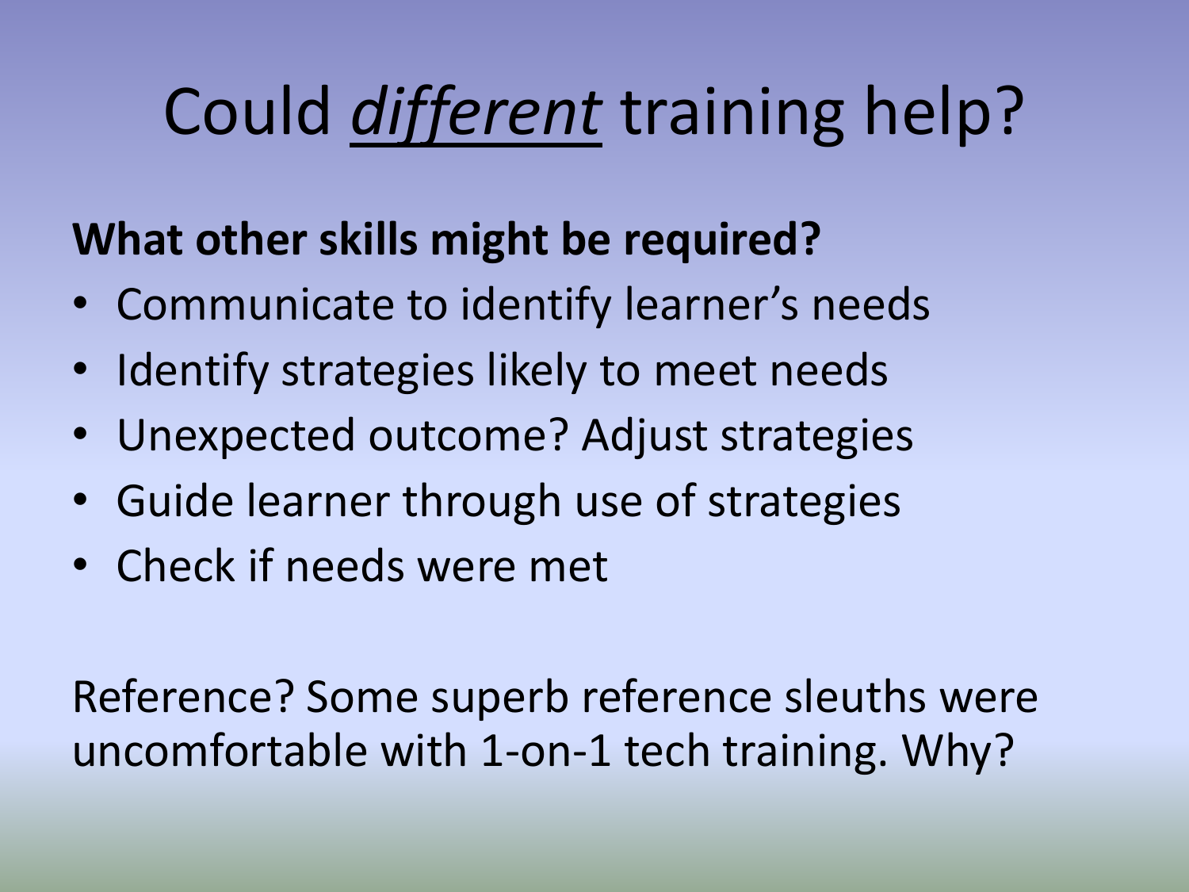# Could *different* training help?

**What other skills might be required?**

- Communicate to identify learner's needs
- Identify strategies likely to meet needs
- Unexpected outcome? Adjust strategies
- Guide learner through use of strategies
- Check if needs were met

Reference? Some superb reference sleuths were uncomfortable with 1-on-1 tech training. Why?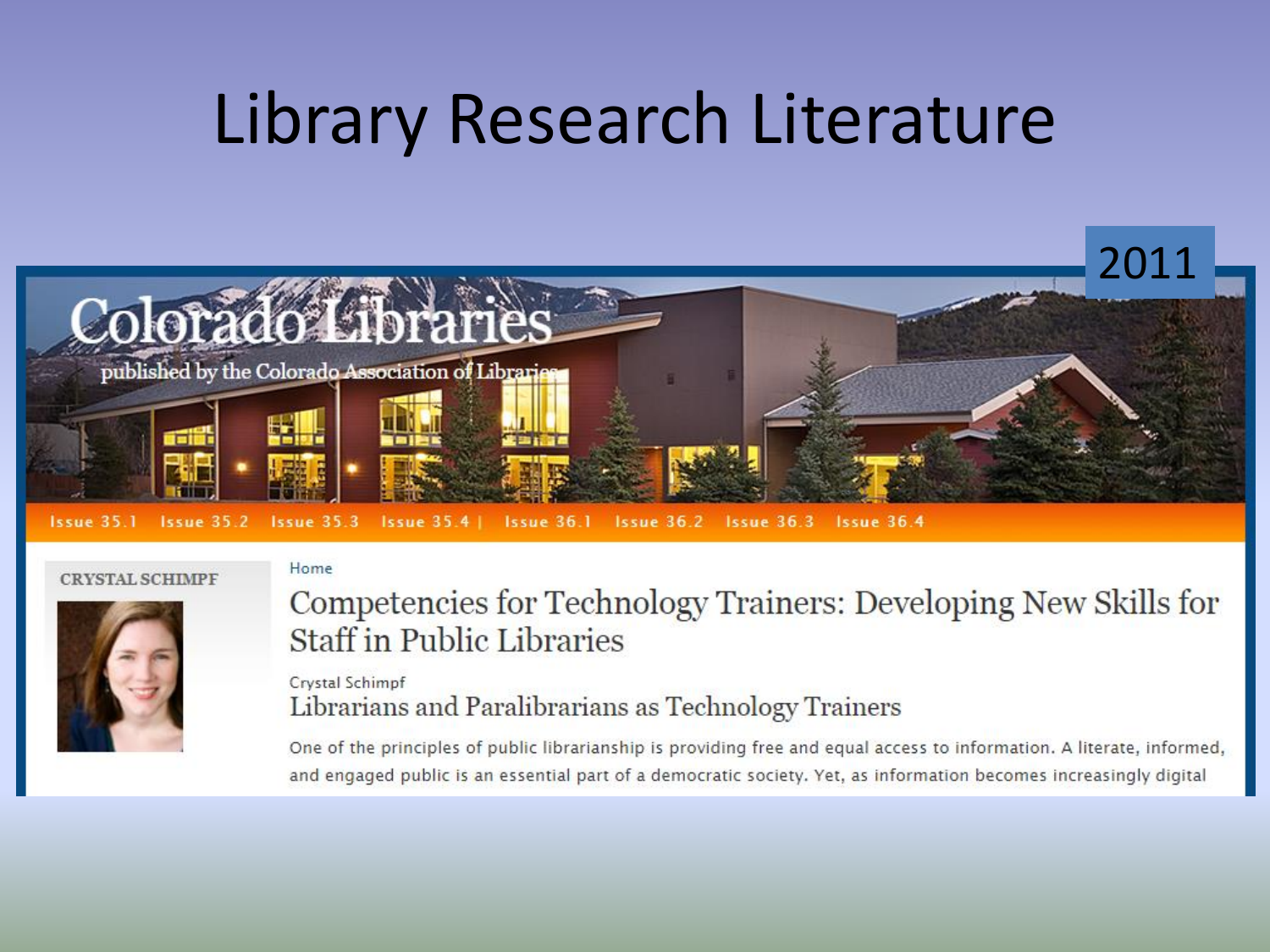# Library Research Literature

2011

Colorado Libraries

published by the Colorado Association of Libraries

Issue 35.1 Issue 35.2 Issue 35.3 Issue 35.4 | Issue 36.1 Issue 36.2 Issue 36.3 Issue 36.4

CRYSTAL SCHIMPF

Home

## Competencies for Technology Trainers: Developing New Skills for Staff in Public Libraries

Crystal Schimpf

### Librarians and Paralibrarians as Technology Trainers

One of the principles of public librarianship is providing free and equal access to information. A literate, informed, and engaged public is an essential part of a democratic society. Yet, as information becomes increasingly digital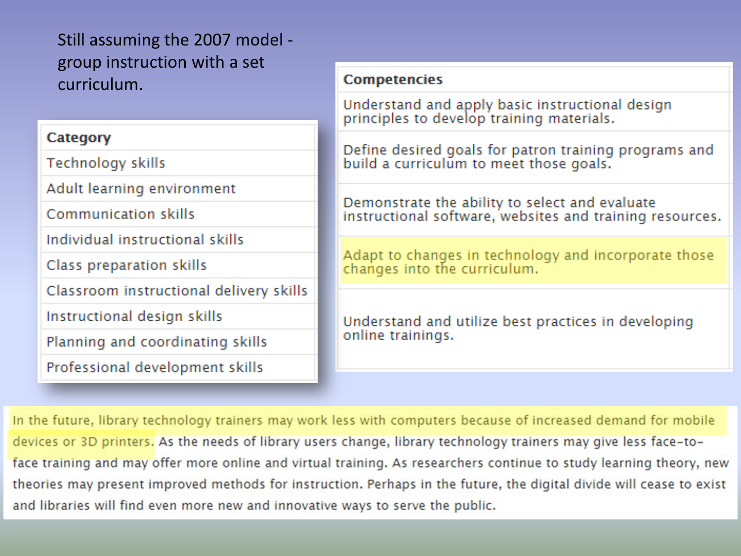Still assuming the 2007 model - group instruction with a set curriculum.

| Category |
| --- |
| Technology skills |
| Adult learning environment |
| Communication skills |
| Individual instructional skills |
| Class preparation skills |
| Classroom instructional delivery skills |
| Instructional design skills |
| Planning and coordinating skills |
| Professional development skills |

| Competencies |
| --- |
| Understand and apply basic instructional design principles to develop training materials. |
| Define desired goals for patron training programs and build a curriculum to meet those goals. |
| Demonstrate the ability to select and evaluate instructional software, websites and training resources. |
| Adapt to changes in technology and incorporate those changes into the curriculum. |
| Understand and utilize best practices in developing online trainings. |

In the future, library technology trainers may work less with computers because of increased demand for mobile devices or 3D printers. As the needs of library users change, library technology trainers may give less face-to-face training and may offer more online and virtual training. As researchers continue to study learning theory, new theories may present improved methods for instruction. Perhaps in the future, the digital divide will cease to exist and libraries will find even more new and innovative ways to serve the public.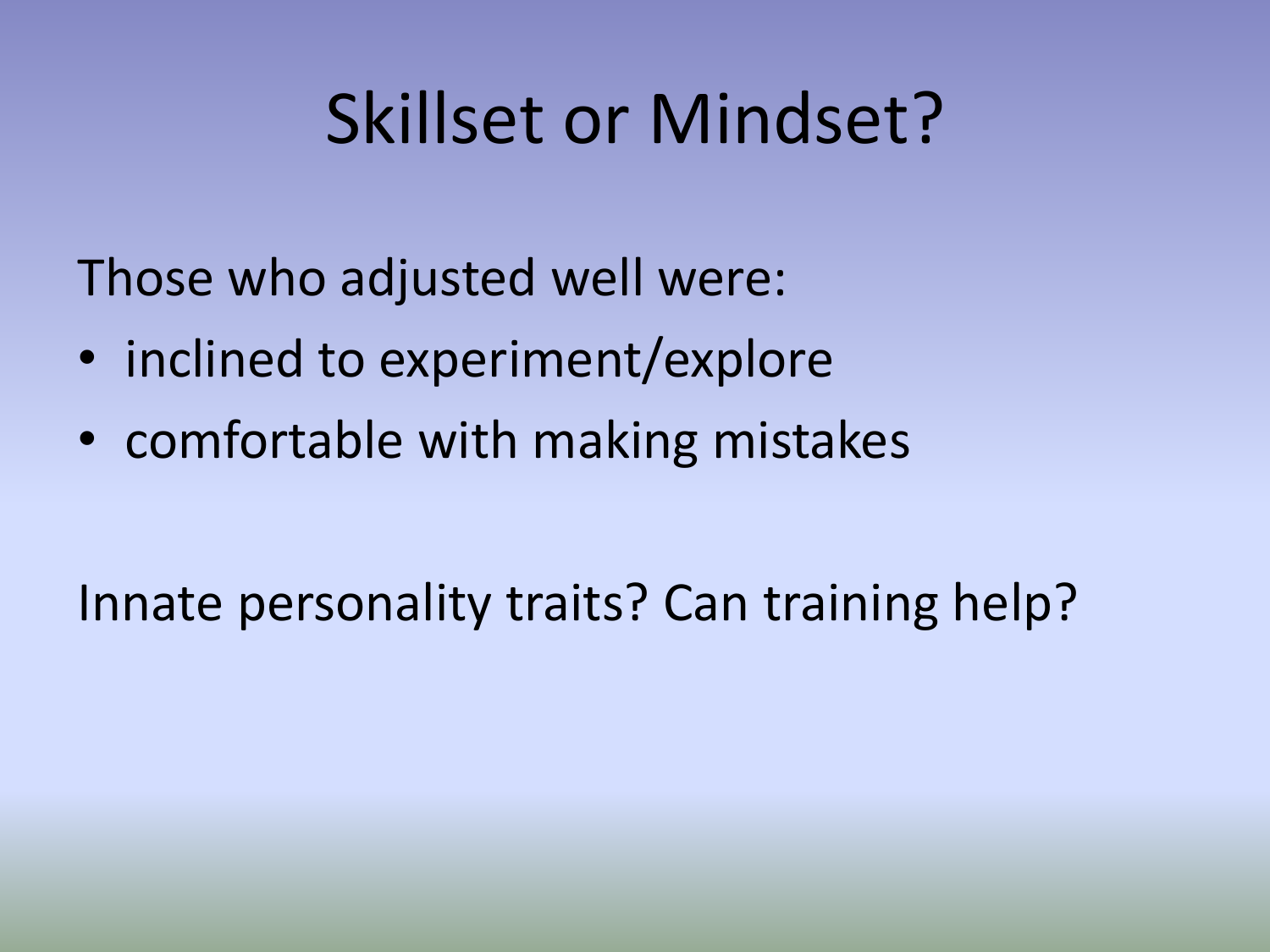# Skillset or Mindset?

Those who adjusted well were:

- inclined to experiment/explore
- comfortable with making mistakes

Innate personality traits? Can training help?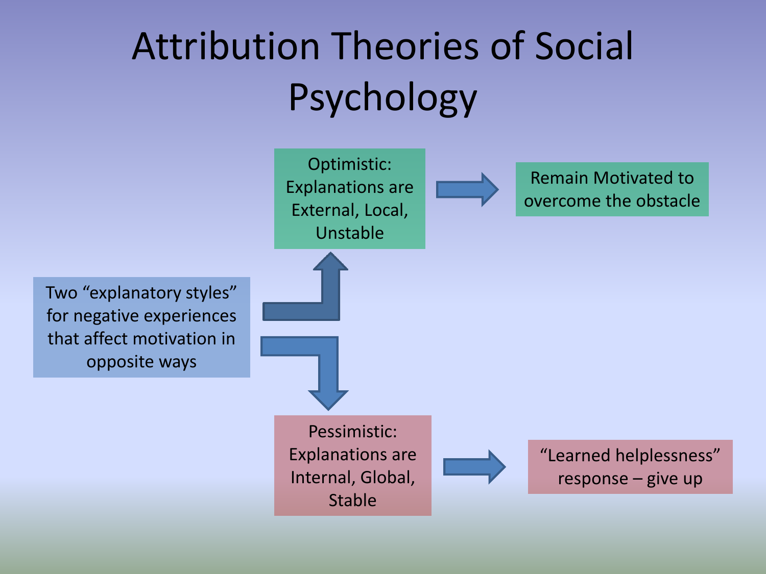# Attribution Theories of Social Psychology

Two "explanatory styles" for negative experiences that affect motivation in opposite ways

Optimistic: Explanations are External, Local, Unstable

Remain Motivated to overcome the obstacle

Pessimistic: Explanations are Internal, Global, Stable

"Learned helplessness" response – give up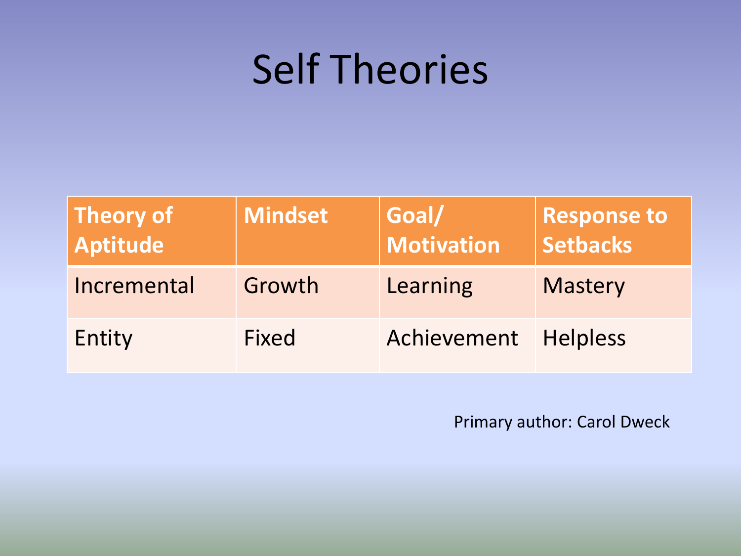# Self Theories

| Theory of Aptitude | Mindset | Goal/ Motivation | Response to Setbacks |
|---|---|---|---|
| Incremental | Growth | Learning | Mastery |
| Entity | Fixed | Achievement | Helpless |

Primary author: Carol Dweck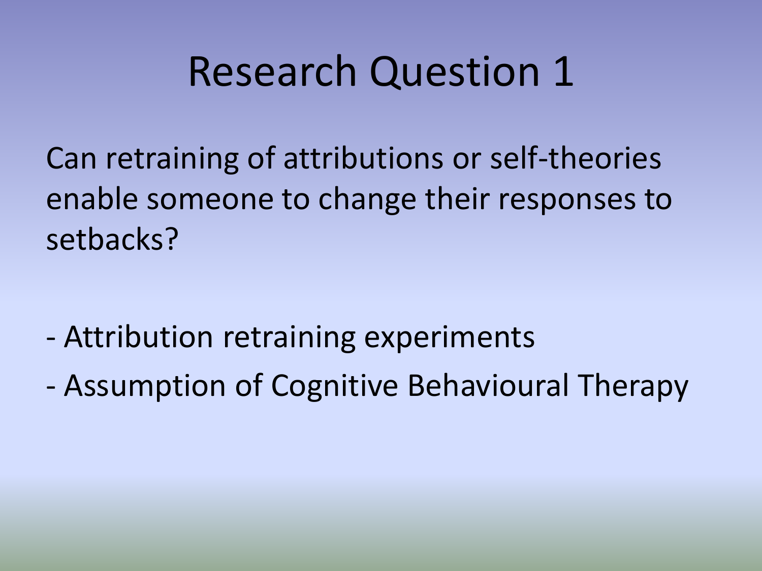# Research Question 1

Can retraining of attributions or self-theories enable someone to change their responses to setbacks?

- Attribution retraining experiments
- Assumption of Cognitive Behavioural Therapy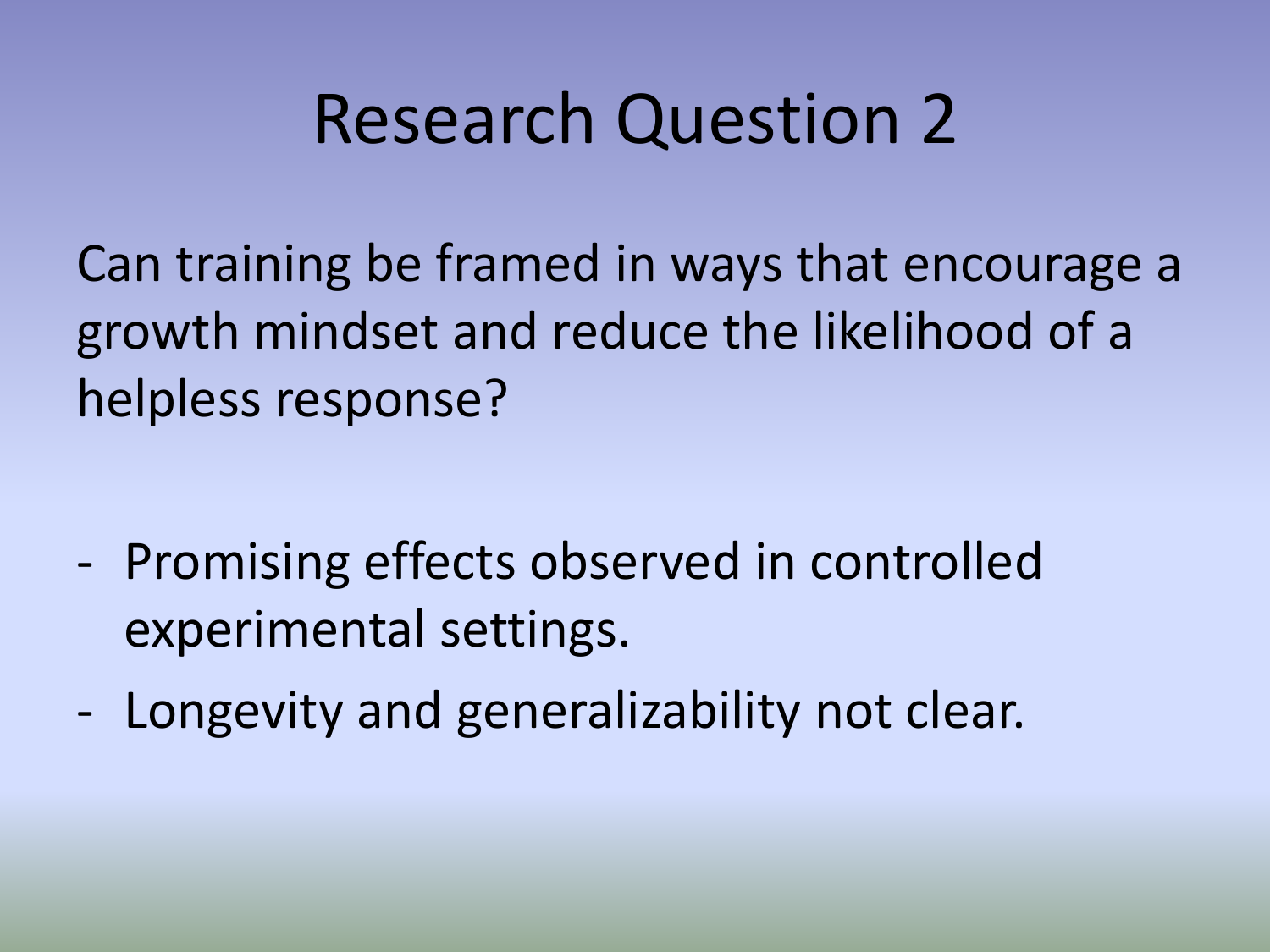# Research Question 2

Can training be framed in ways that encourage a growth mindset and reduce the likelihood of a helpless response?

- Promising effects observed in controlled experimental settings.
- Longevity and generalizability not clear.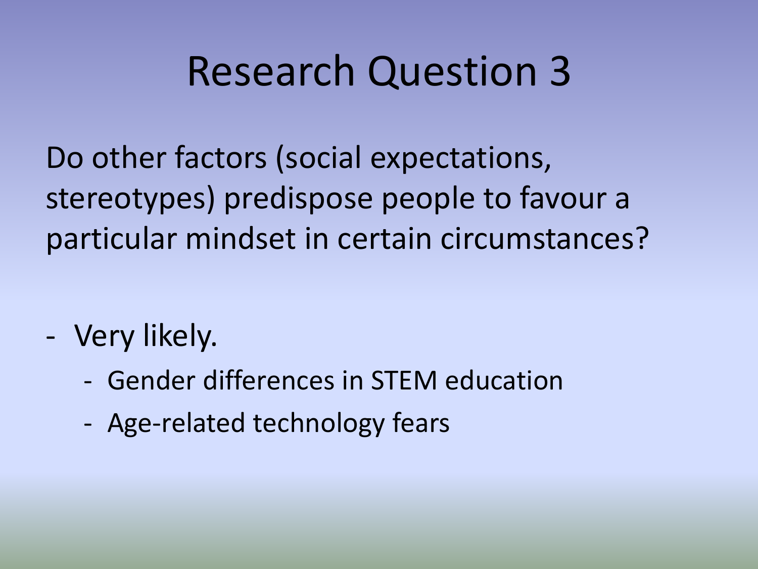# Research Question 3

Do other factors (social expectations, stereotypes) predispose people to favour a particular mindset in certain circumstances?

- Very likely.
  - Gender differences in STEM education
  - Age-related technology fears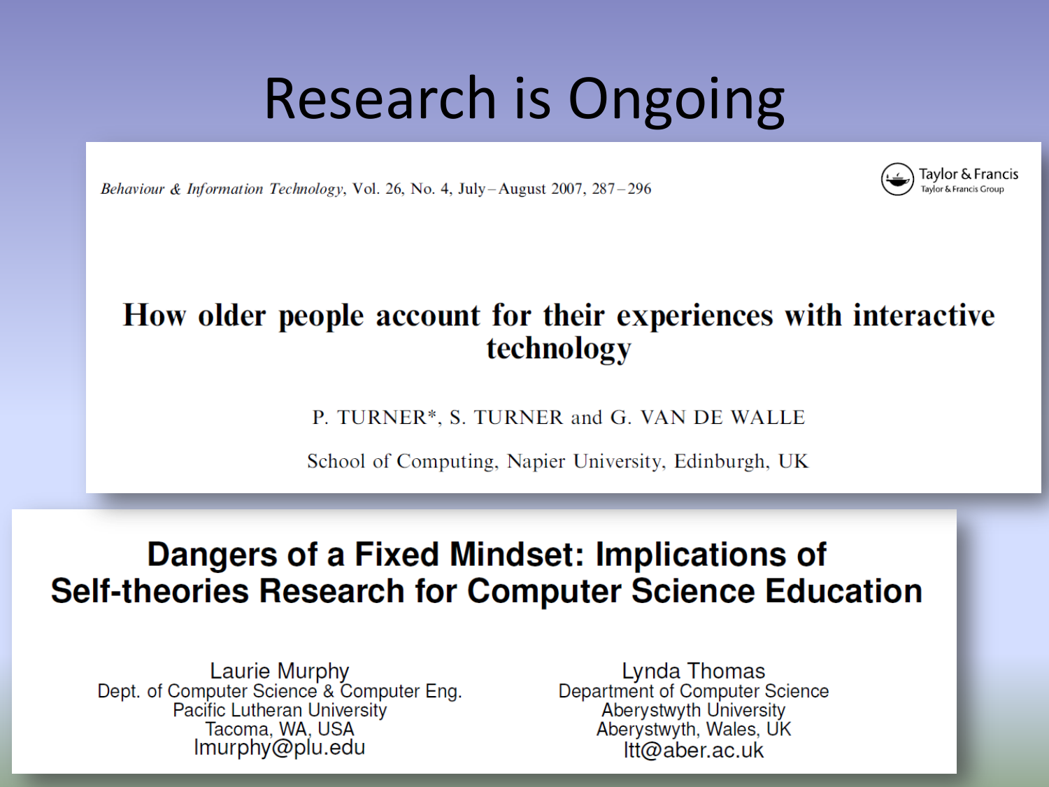# Research is Ongoing

*Behaviour & Information Technology*, Vol. 26, No. 4, July–August 2007, 287–296

Taylor & Francis
Taylor & Francis Group

## How older people account for their experiences with interactive technology

P. TURNER*, S. TURNER and G. VAN DE WALLE

School of Computing, Napier University, Edinburgh, UK

## Dangers of a Fixed Mindset: Implications of Self-theories Research for Computer Science Education

Laurie Murphy
Dept. of Computer Science & Computer Eng.
Pacific Lutheran University
Tacoma, WA, USA
lmurphy@plu.edu

Lynda Thomas
Department of Computer Science
Aberystwyth University
Aberystwyth, Wales, UK
ltt@aber.ac.uk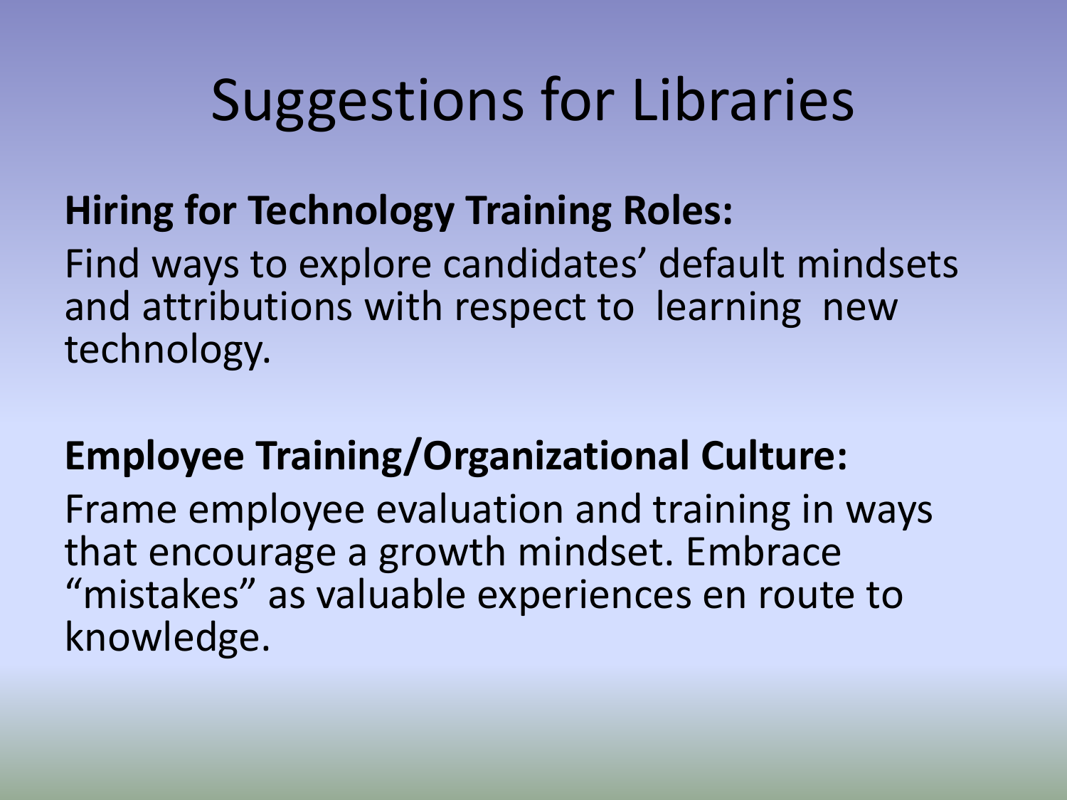# Suggestions for Libraries

**Hiring for Technology Training Roles:**

Find ways to explore candidates' default mindsets and attributions with respect to learning new technology.

**Employee Training/Organizational Culture:**

Frame employee evaluation and training in ways that encourage a growth mindset. Embrace "mistakes" as valuable experiences en route to knowledge.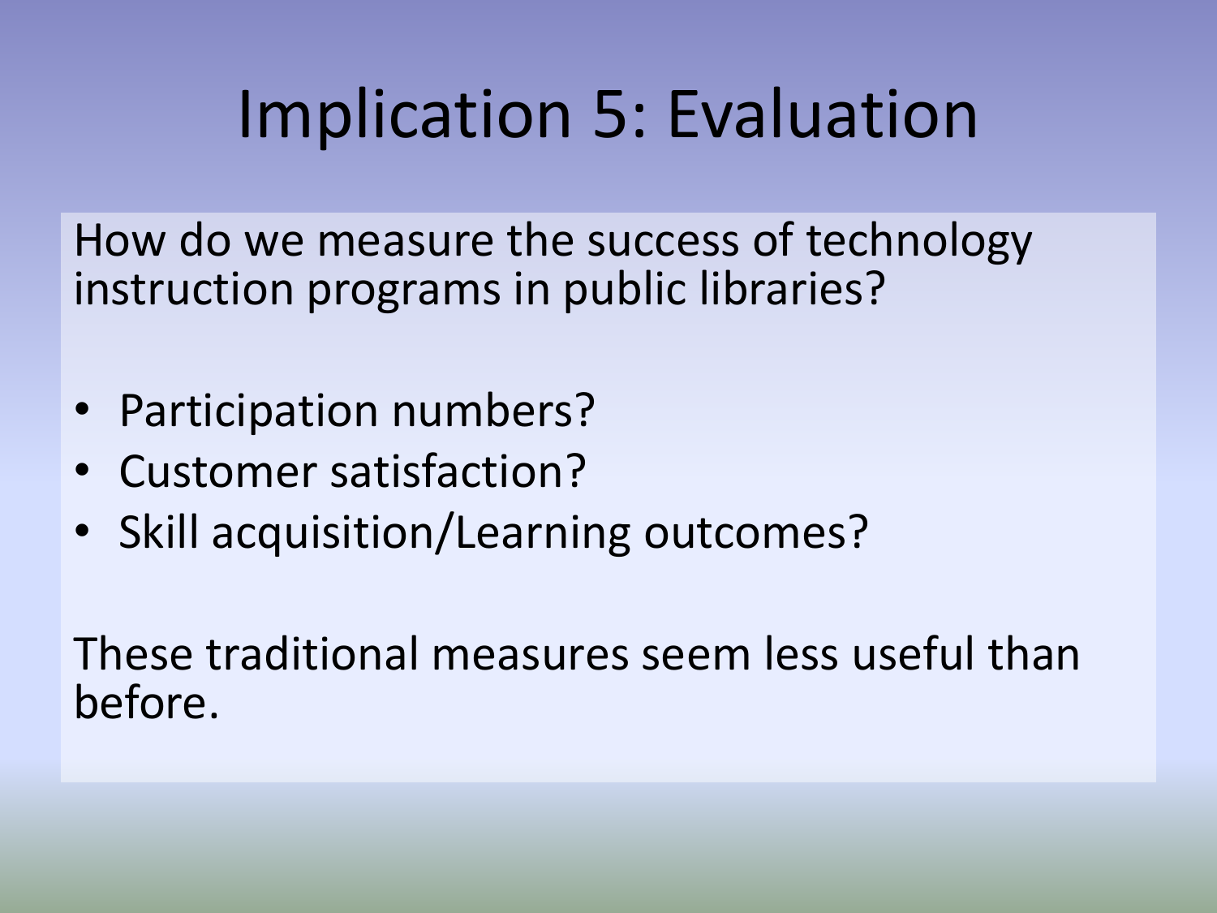# Implication 5: Evaluation

How do we measure the success of technology instruction programs in public libraries?

- Participation numbers?
- Customer satisfaction?
- Skill acquisition/Learning outcomes?

These traditional measures seem less useful than before.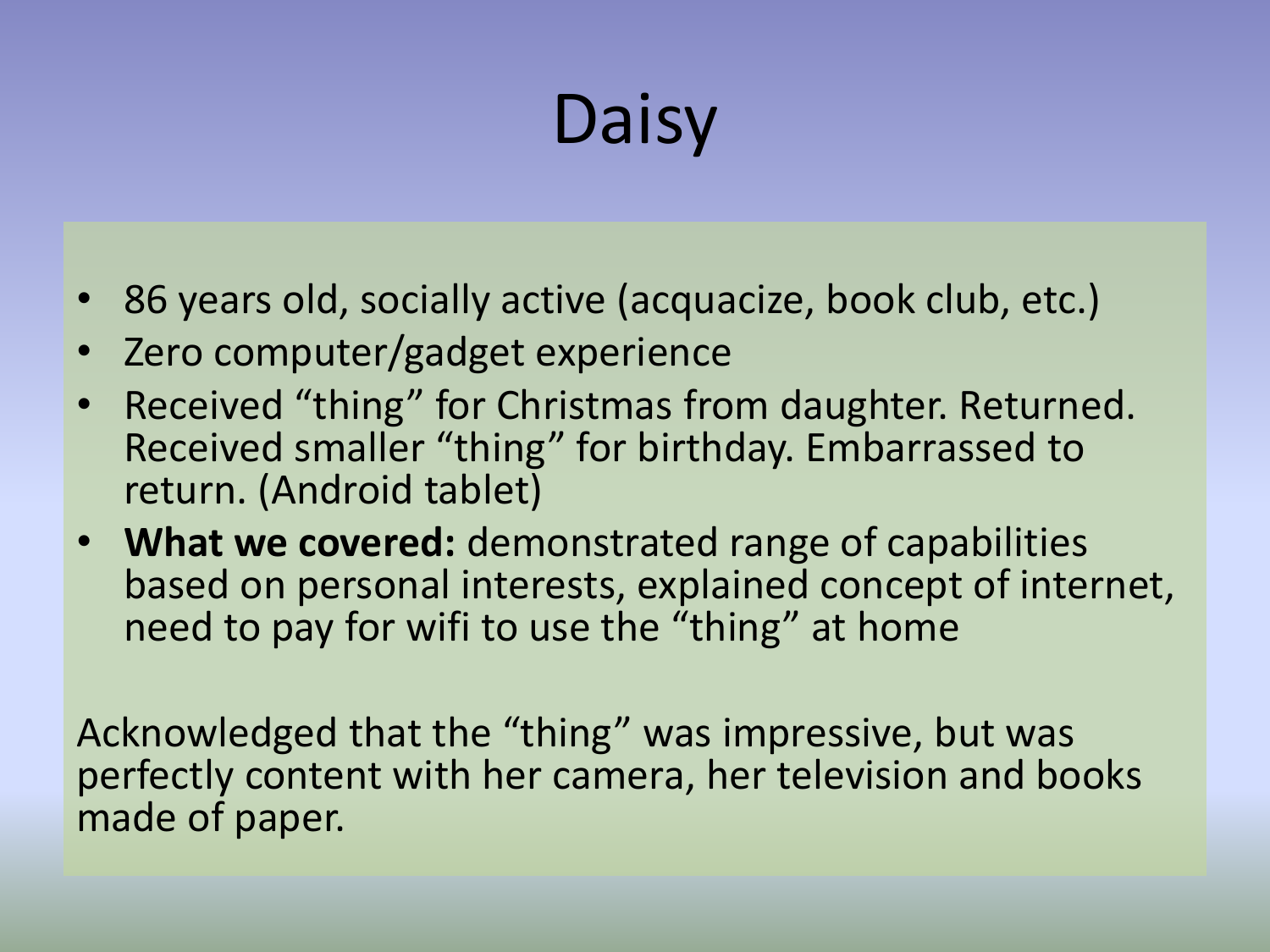# Daisy

- 86 years old, socially active (acquacize, book club, etc.)
- Zero computer/gadget experience
- Received "thing" for Christmas from daughter. Returned. Received smaller "thing" for birthday. Embarrassed to return. (Android tablet)
- **What we covered:** demonstrated range of capabilities based on personal interests, explained concept of internet, need to pay for wifi to use the "thing" at home

Acknowledged that the "thing" was impressive, but was perfectly content with her camera, her television and books made of paper.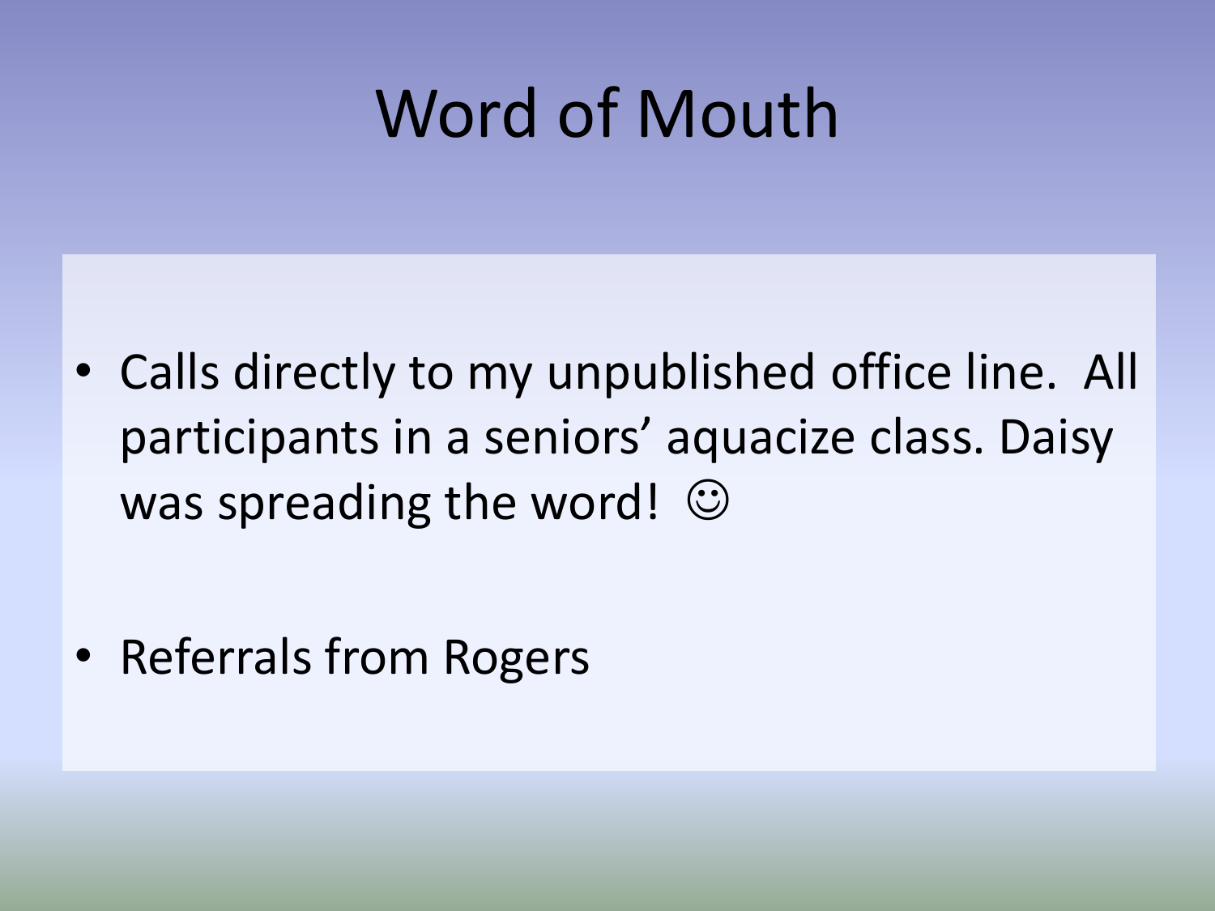# Word of Mouth

- Calls directly to my unpublished office line. All participants in a seniors’ aquacize class. Daisy was spreading the word! ☺
- Referrals from Rogers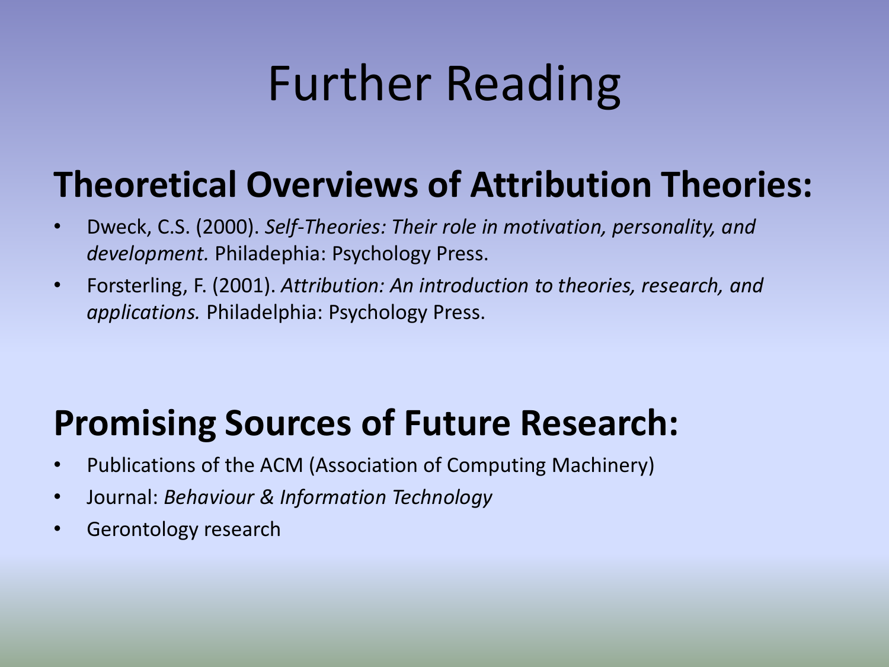# Further Reading

## Theoretical Overviews of Attribution Theories:

- Dweck, C.S. (2000). *Self-Theories: Their role in motivation, personality, and development.* Philadephia: Psychology Press.
- Forsterling, F. (2001). *Attribution: An introduction to theories, research, and applications.* Philadelphia: Psychology Press.

## Promising Sources of Future Research:

- Publications of the ACM (Association of Computing Machinery)
- Journal: *Behaviour & Information Technology*
- Gerontology research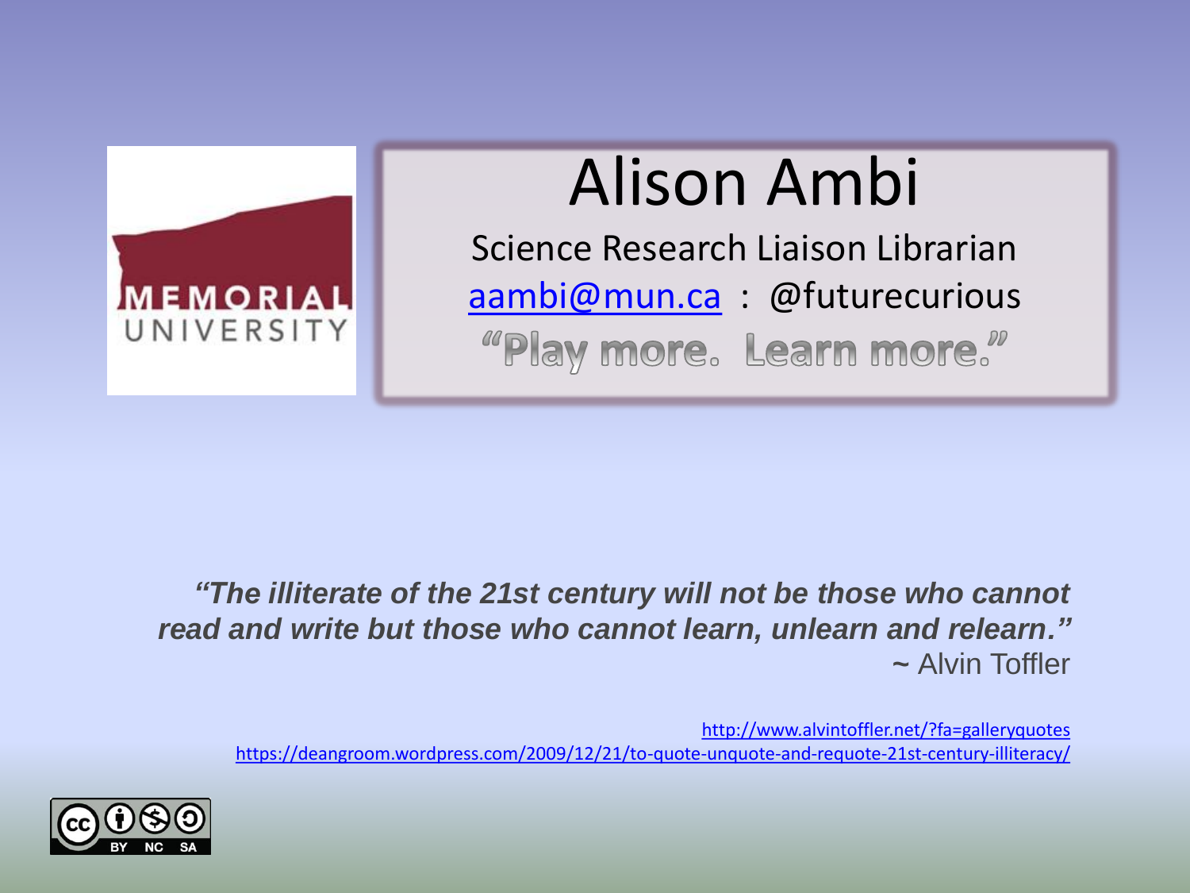MEMORIAL UNIVERSITY

# Alison Ambi

Science Research Liaison Librarian

aambi@mun.ca : @futurecurious

"Play more. Learn more."

***"The illiterate of the 21st century will not be those who cannot read and write but those who cannot learn, unlearn and relearn."***
~ Alvin Toffler

http://www.alvintoffler.net/?fa=galleryquotes
https://deangroom.wordpress.com/2009/12/21/to-quote-unquote-and-requote-21st-century-illiteracy/

cc BY NC SA